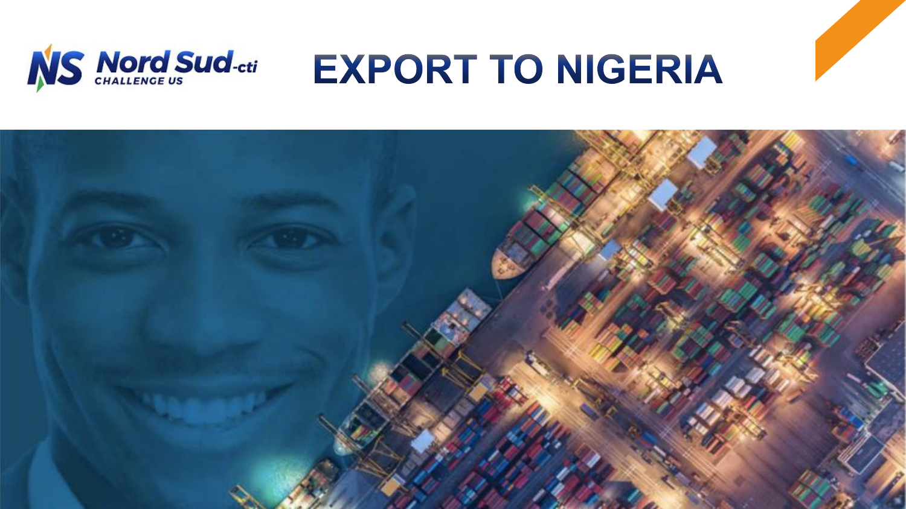# EXPORT TO NIGERIA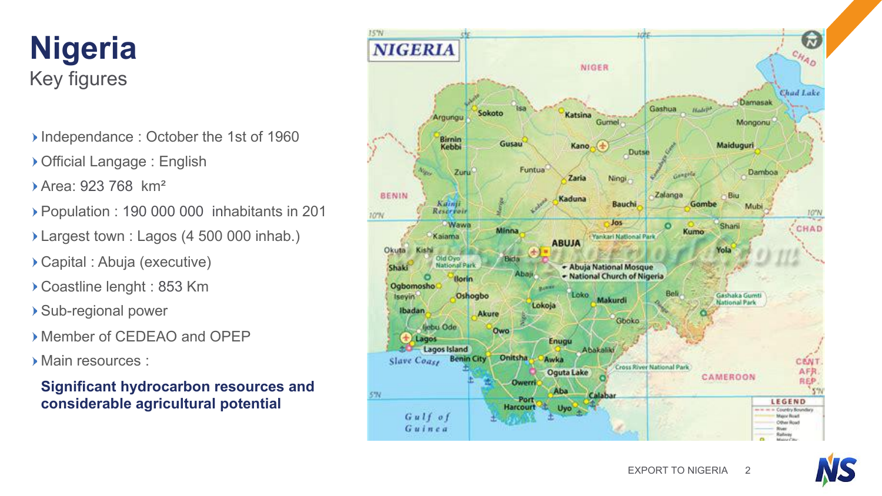# Nigeria

Key figures

- Independance : October the 1st of 1960
- Official Langage : English
- Area: 923 768  km²
- Population : 190 000 000  inhabitants in 201
- Largest town : Lagos (4 500 000 inhab.)
- Capital : Abuja (executive)
- Coastline lenght : 853 Km
- Sub-regional power
- Member of CEDEAO and OPEP
- Main resources :

**Significant hydrocarbon resources and considerable agricultural potential**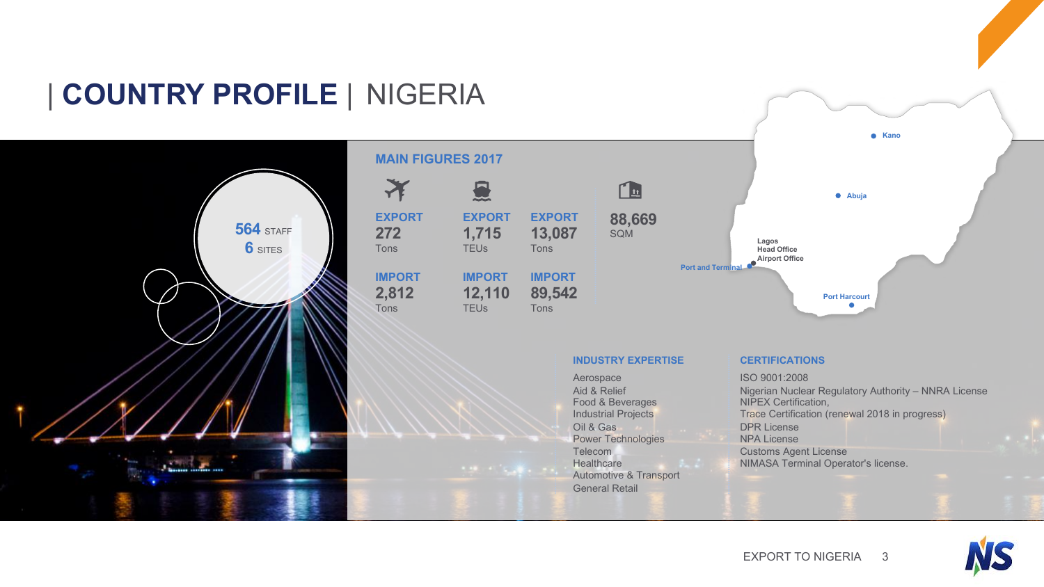# | COUNTRY PROFILE | NIGERIA

**564** STAFF
**6** SITES

## MAIN FIGURES 2017

| | Air | Sea (TEUs) | Sea (Tons) | Warehouse |
|---|---|---|---|---|
| **EXPORT** | 272 Tons | 1,715 TEUs | 13,087 Tons | 88,669 SQM |
| **IMPORT** | 2,812 Tons | 12,110 TEUs | 89,542 Tons | |

Kano
Abuja
Lagos
Head Office
Airport Office
Port and Terminal
Port Harcourt

## INDUSTRY EXPERTISE

- Aerospace
- Aid & Relief
- Food & Beverages
- Industrial Projects
- Oil & Gas
- Power Technologies
- Telecom
- Healthcare
- Automotive & Transport
- General Retail

## CERTIFICATIONS

- ISO 9001:2008
- Nigerian Nuclear Regulatory Authority – NNRA License
- NIPEX Certification,
- Trace Certification (renewal 2018 in progress)
- DPR License
- NPA License
- Customs Agent License
- NIMASA Terminal Operator's license.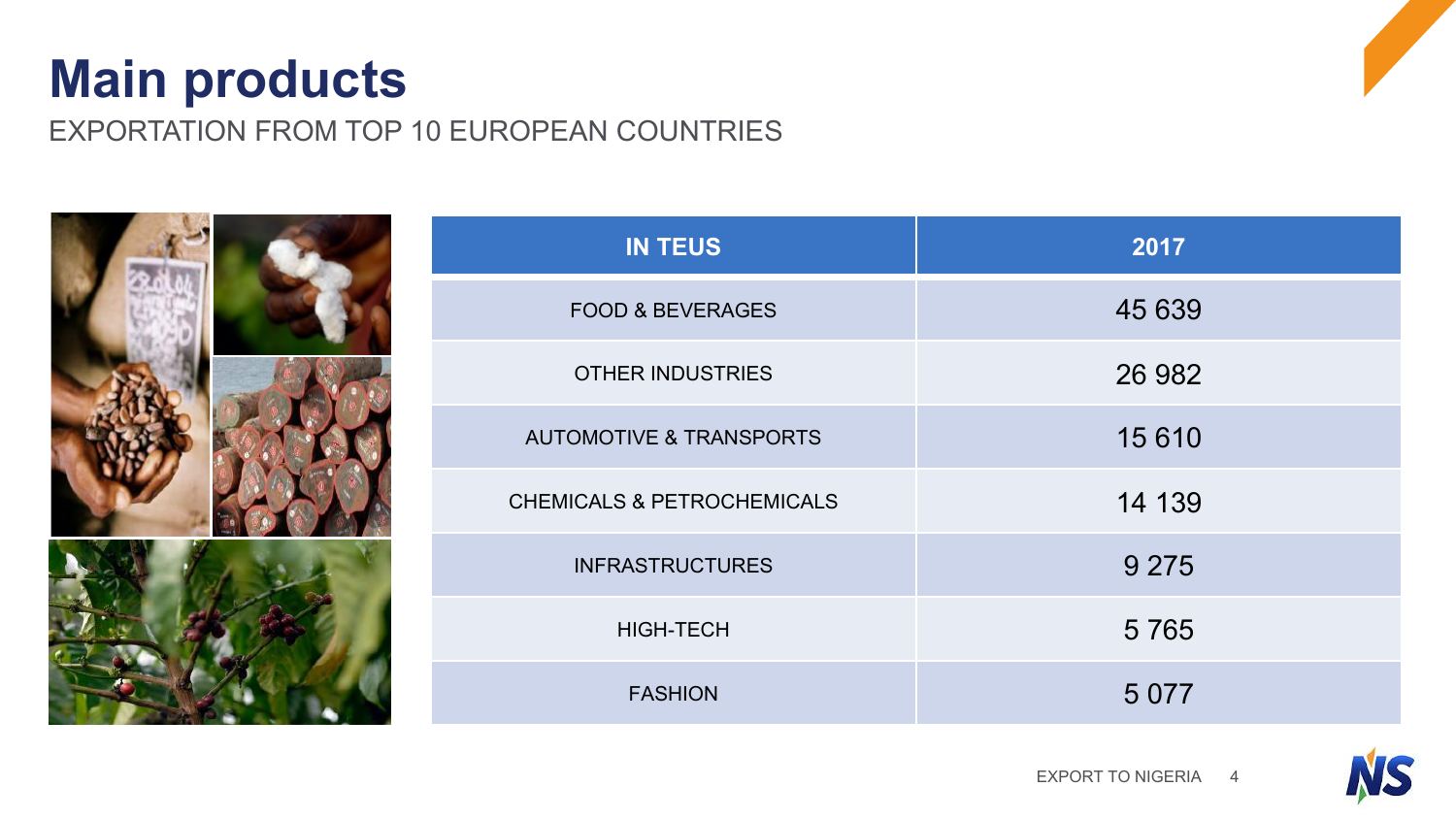# Main products

EXPORTATION FROM TOP 10 EUROPEAN COUNTRIES

| IN TEUS | 2017 |
|---|---|
| FOOD & BEVERAGES | 45 639 |
| OTHER INDUSTRIES | 26 982 |
| AUTOMOTIVE & TRANSPORTS | 15 610 |
| CHEMICALS & PETROCHEMICALS | 14 139 |
| INFRASTRUCTURES | 9 275 |
| HIGH-TECH | 5 765 |
| FASHION | 5 077 |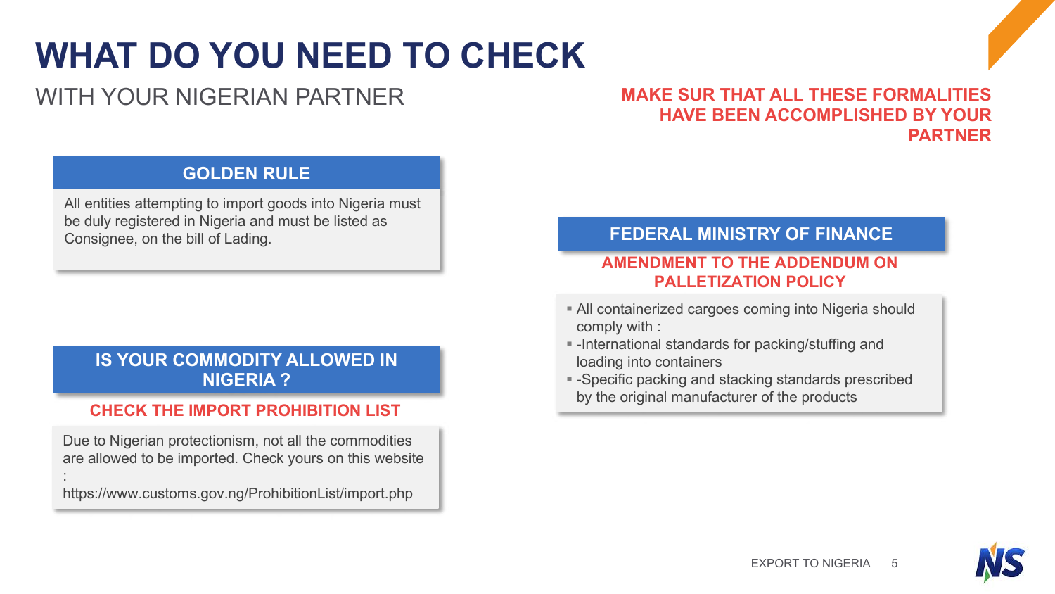# WHAT DO YOU NEED TO CHECK

WITH YOUR NIGERIAN PARTNER

**MAKE SUR THAT ALL THESE FORMALITIES HAVE BEEN ACCOMPLISHED BY YOUR PARTNER**

## GOLDEN RULE

All entities attempting to import goods into Nigeria must be duly registered in Nigeria and must be listed as Consignee, on the bill of Lading.

## IS YOUR COMMODITY ALLOWED IN NIGERIA ?

**CHECK THE IMPORT PROHIBITION LIST**

Due to Nigerian protectionism, not all the commodities are allowed to be imported. Check yours on this website :
https://www.customs.gov.ng/ProhibitionList/import.php

## FEDERAL MINISTRY OF FINANCE

**AMENDMENT TO THE ADDENDUM ON PALLETIZATION POLICY**

- All containerized cargoes coming into Nigeria should comply with :
- -International standards for packing/stuffing and loading into containers
- -Specific packing and stacking standards prescribed by the original manufacturer of the products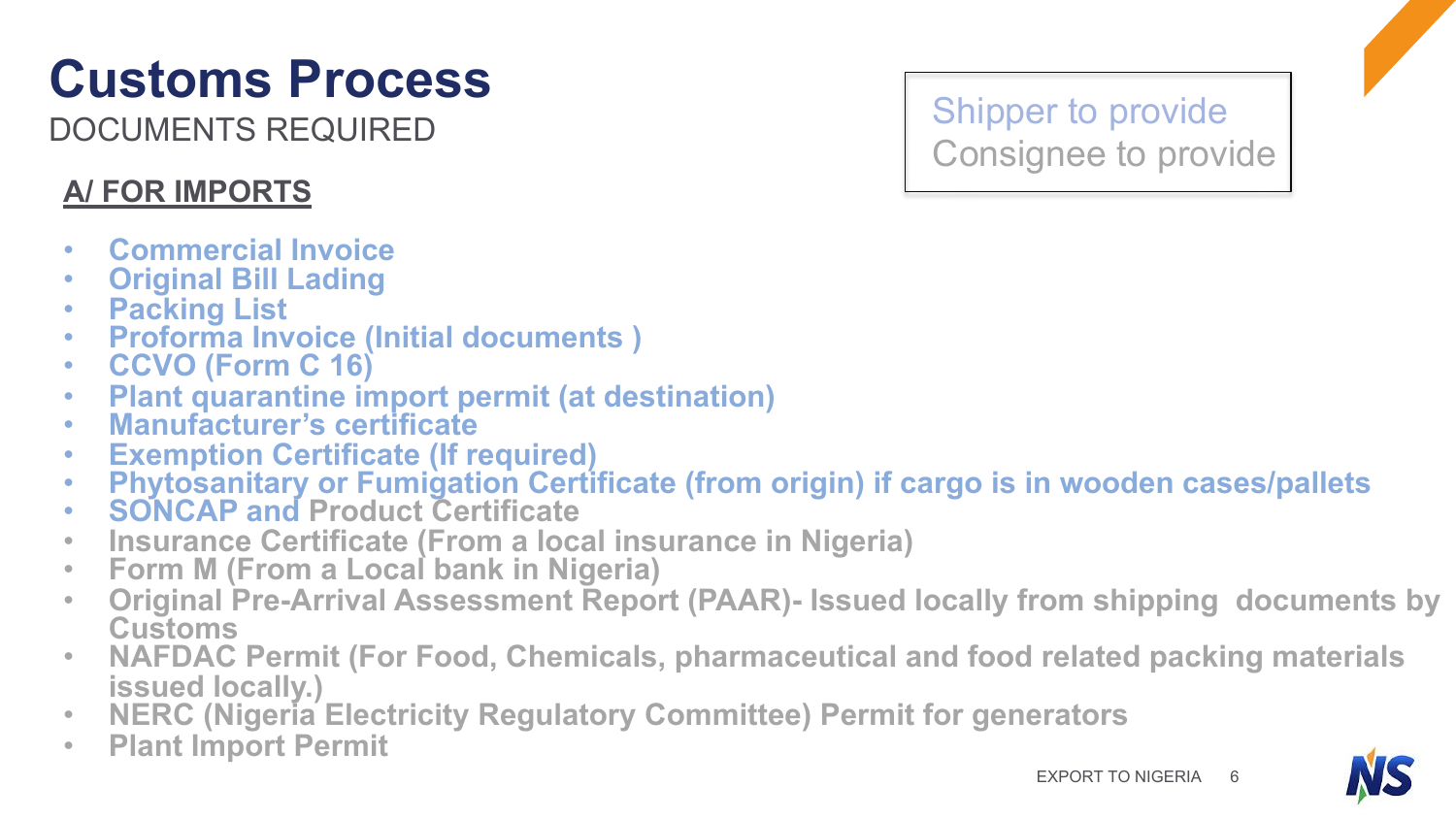# Customs Process

DOCUMENTS REQUIRED

Shipper to provide
Consignee to provide

## A/ FOR IMPORTS

- Commercial Invoice
- Original Bill Lading
- Packing List
- Proforma Invoice (Initial documents )
- CCVO (Form C 16)
- Plant quarantine import permit (at destination)
- Manufacturer's certificate
- Exemption Certificate (If required)
- Phytosanitary or Fumigation Certificate (from origin) if cargo is in wooden cases/pallets
- SONCAP and Product Certificate
- Insurance Certificate (From a local insurance in Nigeria)
- Form M (From a Local bank in Nigeria)
- Original Pre-Arrival Assessment Report (PAAR)- Issued locally from shipping documents by Customs
- NAFDAC Permit (For Food, Chemicals, pharmaceutical and food related packing materials issued locally.)
- NERC (Nigeria Electricity Regulatory Committee) Permit for generators
- Plant Import Permit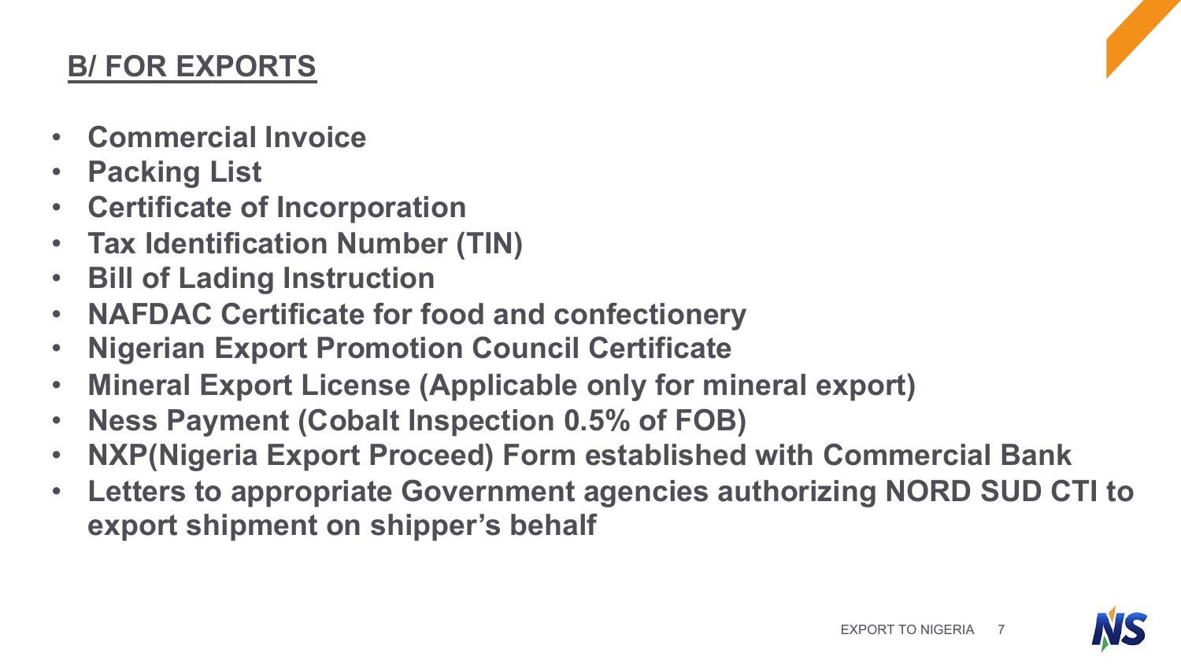## B/ FOR EXPORTS

- **Commercial Invoice**
- **Packing List**
- **Certificate of Incorporation**
- **Tax Identification Number (TIN)**
- **Bill of Lading Instruction**
- **NAFDAC Certificate for food and confectionery**
- **Nigerian Export Promotion Council Certificate**
- **Mineral Export License (Applicable only for mineral export)**
- **Ness Payment (Cobalt Inspection 0.5% of FOB)**
- **NXP(Nigeria Export Proceed) Form established with Commercial Bank**
- **Letters to appropriate Government agencies authorizing NORD SUD CTI to export shipment on shipper's behalf**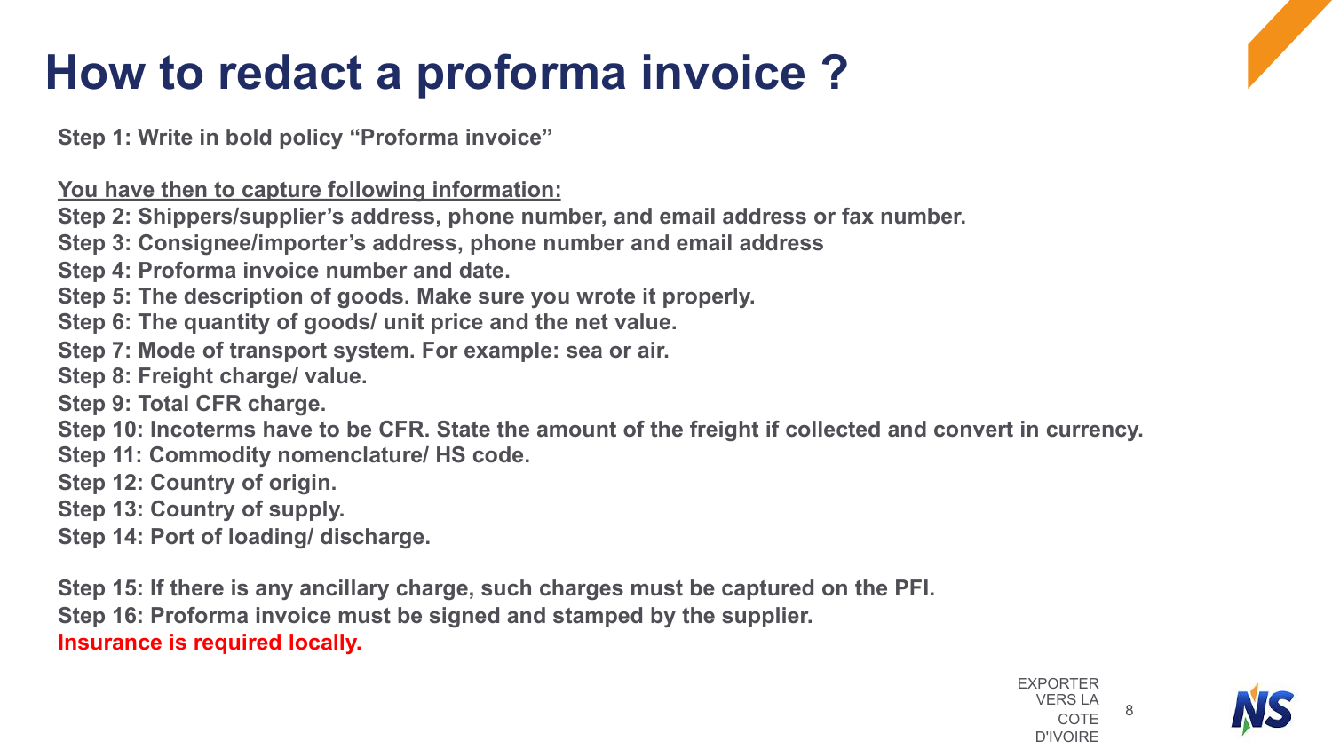# How to redact a proforma invoice ?

**Step 1: Write in bold policy "Proforma invoice"**

**You have then to capture following information:**

**Step 2: Shippers/supplier's address, phone number, and email address or fax number.**

**Step 3: Consignee/importer's address, phone number and email address**

**Step 4: Proforma invoice number and date.**

**Step 5: The description of goods. Make sure you wrote it properly.**

**Step 6: The quantity of goods/ unit price and the net value.**

**Step 7: Mode of transport system. For example: sea or air.**

**Step 8: Freight charge/ value.**

**Step 9: Total CFR charge.**

**Step 10: Incoterms have to be CFR. State the amount of the freight if collected and convert in currency.**

**Step 11: Commodity nomenclature/ HS code.**

**Step 12: Country of origin.**

**Step 13: Country of supply.**

**Step 14: Port of loading/ discharge.**

**Step 15: If there is any ancillary charge, such charges must be captured on the PFI.**

**Step 16: Proforma invoice must be signed and stamped by the supplier.**

**Insurance is required locally.**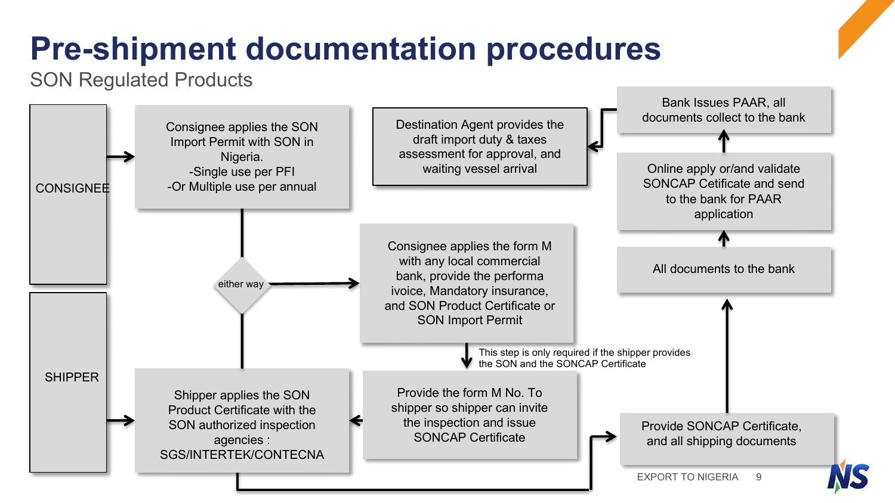# Pre-shipment documentation procedures

## SON Regulated Products

CONSIGNEE

SHIPPER

Consignee applies the SON Import Permit with SON in Nigeria.
-Single use per PFI
-Or Multiple use per annual

either way

Shipper applies the SON Product Certificate with the SON authorized inspection agencies : SGS/INTERTEK/CONTECNA

Consignee applies the form M with any local commercial bank, provide the performa invoice, Mandatory insurance, and SON Product Certificate or SON Import Permit

This step is only required if the shipper provides the SON and the SONCAP Certificate

Provide the form M No. To shipper so shipper can invite the inspection and issue SONCAP Certificate

Provide SONCAP Certificate, and all shipping documents

All documents to the bank

Online apply or/and validate SONCAP Cetificate and send to the bank for PAAR application

Bank Issues PAAR, all documents collect to the bank

Destination Agent provides the draft import duty & taxes assessment for approval, and waiting vessel arrival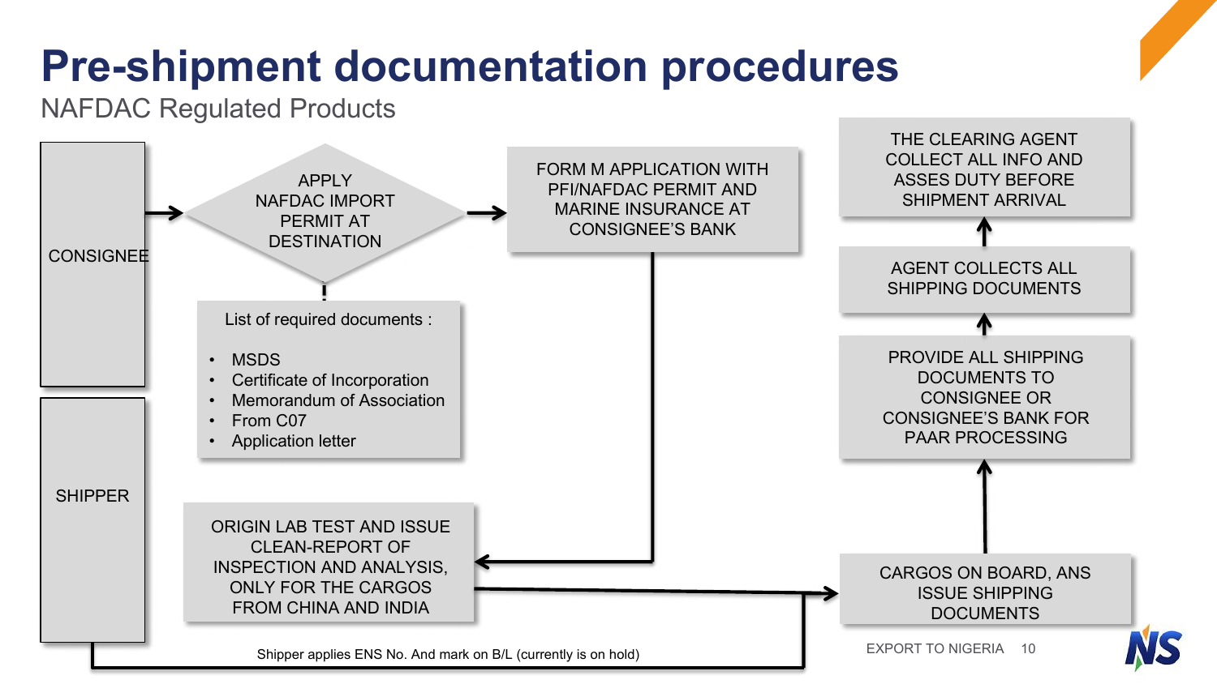# Pre-shipment documentation procedures

NAFDAC Regulated Products

CONSIGNEE

APPLY NAFDAC IMPORT PERMIT AT DESTINATION

FORM M APPLICATION WITH PFI/NAFDAC PERMIT AND MARINE INSURANCE AT CONSIGNEE'S BANK

THE CLEARING AGENT COLLECT ALL INFO AND ASSES DUTY BEFORE SHIPMENT ARRIVAL

AGENT COLLECTS ALL SHIPPING DOCUMENTS

List of required documents :

- MSDS
- Certificate of Incorporation
- Memorandum of Association
- From C07
- Application letter

PROVIDE ALL SHIPPING DOCUMENTS TO CONSIGNEE OR CONSIGNEE'S BANK FOR PAAR PROCESSING

SHIPPER

ORIGIN LAB TEST AND ISSUE CLEAN-REPORT OF INSPECTION AND ANALYSIS, ONLY FOR THE CARGOS FROM CHINA AND INDIA

CARGOS ON BOARD, ANS ISSUE SHIPPING DOCUMENTS

Shipper applies ENS No. And mark on B/L (currently is on hold)

EXPORT TO NIGERIA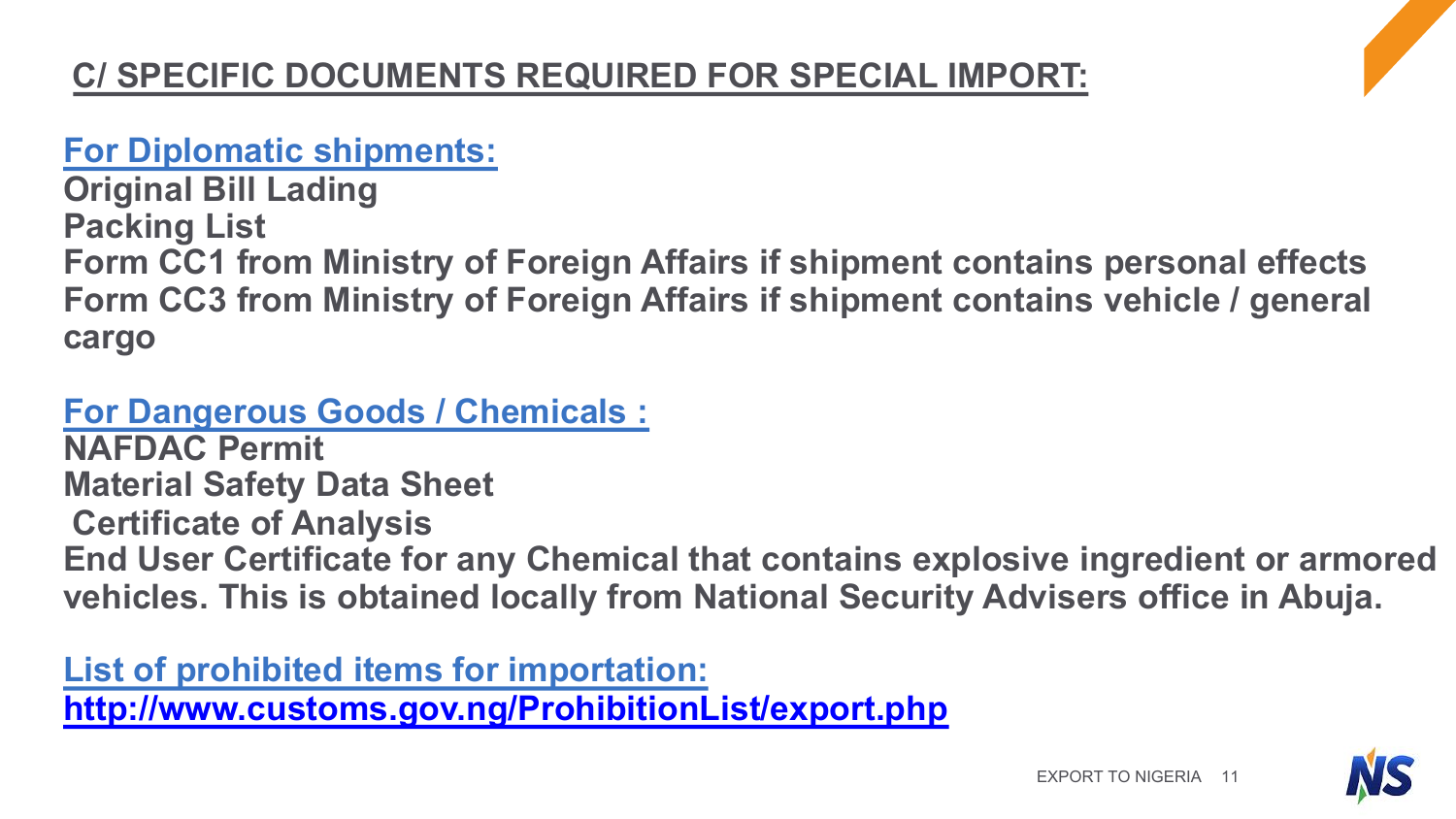## C/ SPECIFIC DOCUMENTS REQUIRED FOR SPECIAL IMPORT:

**For Diplomatic shipments:**

**Original Bill Lading**
**Packing List**
**Form CC1 from Ministry of Foreign Affairs if shipment contains personal effects**
**Form CC3 from Ministry of Foreign Affairs if shipment contains vehicle / general cargo**

**For Dangerous Goods / Chemicals :**

**NAFDAC Permit**
**Material Safety Data Sheet**
**Certificate of Analysis**
**End User Certificate for any Chemical that contains explosive ingredient or armored vehicles. This is obtained locally from National Security Advisers office in Abuja.**

**List of prohibited items for importation:**
**http://www.customs.gov.ng/ProhibitionList/export.php**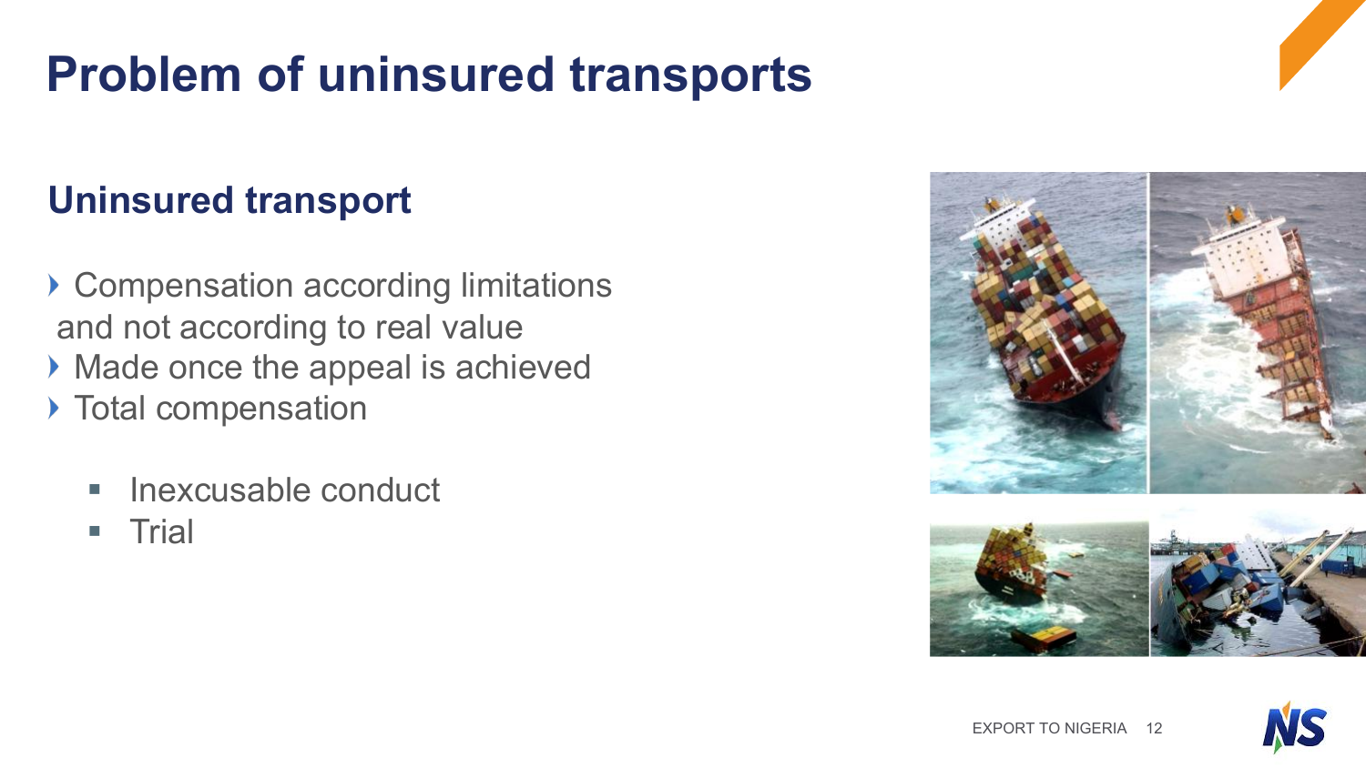# Problem of uninsured transports

## Uninsured transport

- Compensation according limitations and not according to real value
- Made once the appeal is achieved
- Total compensation
  - Inexcusable conduct
  - Trial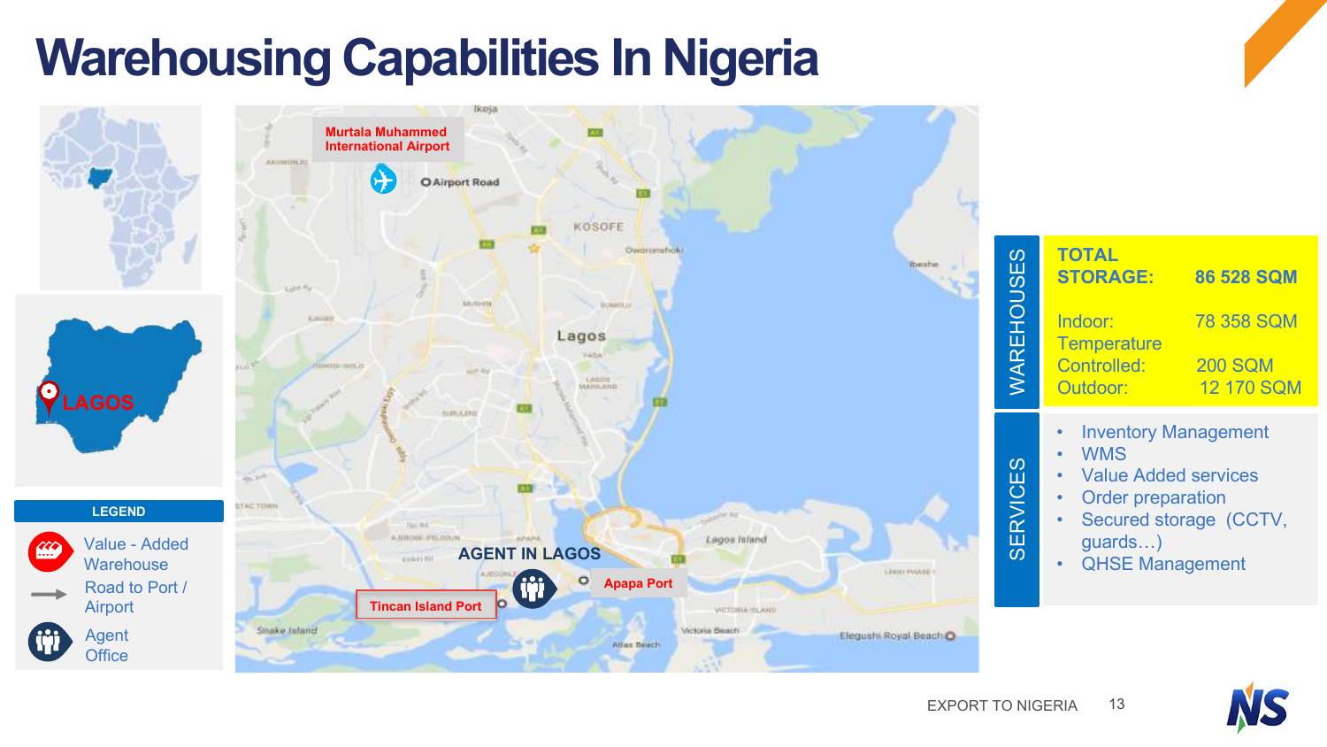# Warehousing Capabilities In Nigeria

LAGOS

**LEGEND**

- Value - Added Warehouse
- Road to Port / Airport
- Agent Office

Murtala Muhammed International Airport

Airport Road

Lagos

AGENT IN LAGOS

Tincan Island Port

Apapa Port

Lagos Island

Elegushi Royal Beach

## WAREHOUSES

| | |
|---|---|
| **TOTAL STORAGE:** | **86 528 SQM** |
| Indoor: | 78 358 SQM |
| Temperature Controlled: | 200 SQM |
| Outdoor: | 12 170 SQM |

## SERVICES

- Inventory Management
- WMS
- Value Added services
- Order preparation
- Secured storage (CCTV, guards…)
- QHSE Management